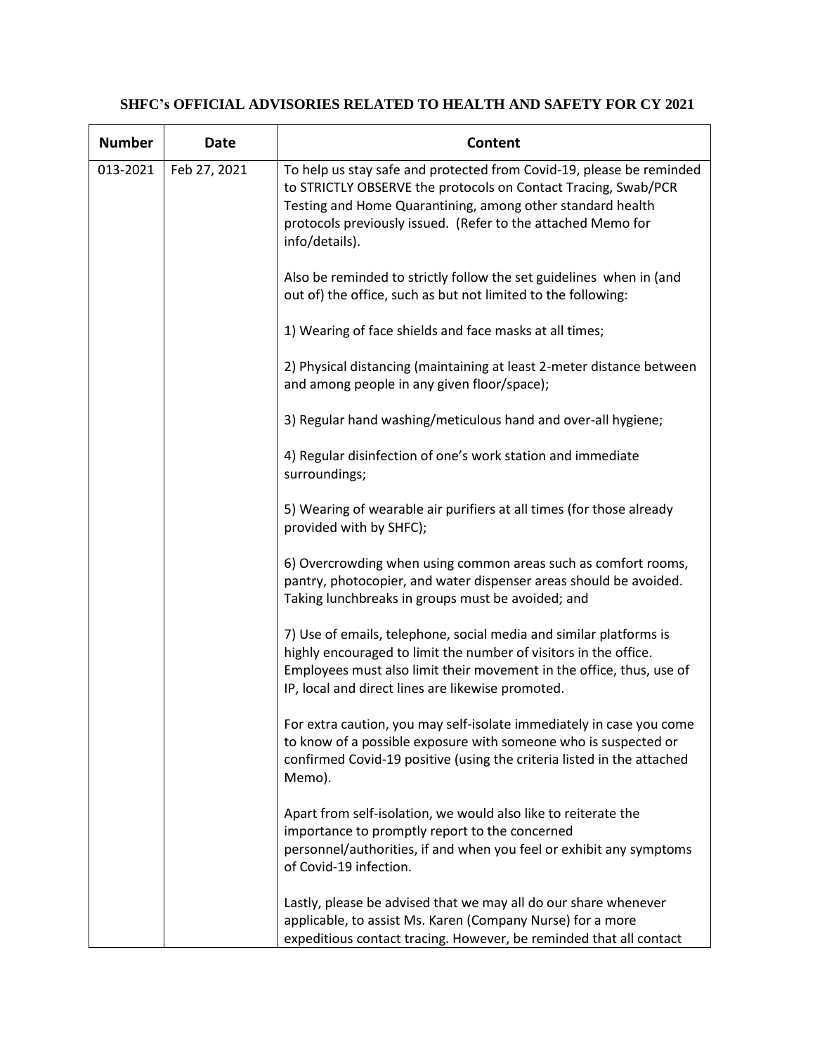**SHFC's OFFICIAL ADVISORIES RELATED TO HEALTH AND SAFETY FOR CY 2021**

| Number | Date | Content |
|---|---|---|
| 013-2021 | Feb 27, 2021 | To help us stay safe and protected from Covid-19, please be reminded to STRICTLY OBSERVE the protocols on Contact Tracing, Swab/PCR Testing and Home Quarantining, among other standard health protocols previously issued. (Refer to the attached Memo for info/details).<br><br>Also be reminded to strictly follow the set guidelines when in (and out of) the office, such as but not limited to the following:<br><br>1) Wearing of face shields and face masks at all times;<br><br>2) Physical distancing (maintaining at least 2-meter distance between and among people in any given floor/space);<br><br>3) Regular hand washing/meticulous hand and over-all hygiene;<br><br>4) Regular disinfection of one's work station and immediate surroundings;<br><br>5) Wearing of wearable air purifiers at all times (for those already provided with by SHFC);<br><br>6) Overcrowding when using common areas such as comfort rooms, pantry, photocopier, and water dispenser areas should be avoided. Taking lunchbreaks in groups must be avoided; and<br><br>7) Use of emails, telephone, social media and similar platforms is highly encouraged to limit the number of visitors in the office. Employees must also limit their movement in the office, thus, use of IP, local and direct lines are likewise promoted.<br><br>For extra caution, you may self-isolate immediately in case you come to know of a possible exposure with someone who is suspected or confirmed Covid-19 positive (using the criteria listed in the attached Memo).<br><br>Apart from self-isolation, we would also like to reiterate the importance to promptly report to the concerned personnel/authorities, if and when you feel or exhibit any symptoms of Covid-19 infection.<br><br>Lastly, please be advised that we may all do our share whenever applicable, to assist Ms. Karen (Company Nurse) for a more expeditious contact tracing. However, be reminded that all contact |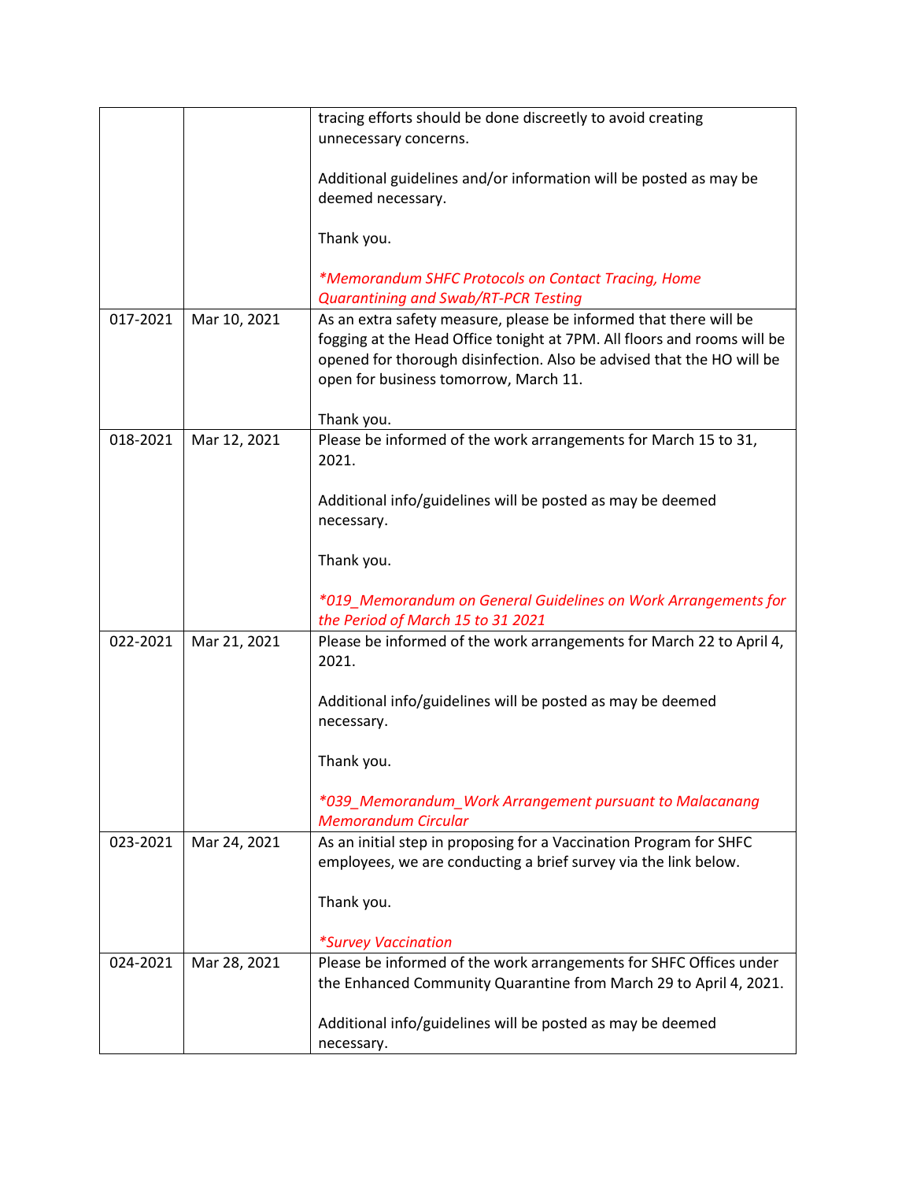| | | |
|---|---|---|
| | | tracing efforts should be done discreetly to avoid creating unnecessary concerns.<br><br>Additional guidelines and/or information will be posted as may be deemed necessary.<br><br>Thank you.<br><br>*\*Memorandum SHFC Protocols on Contact Tracing, Home Quarantining and Swab/RT-PCR Testing* |
| 017-2021 | Mar 10, 2021 | As an extra safety measure, please be informed that there will be fogging at the Head Office tonight at 7PM. All floors and rooms will be opened for thorough disinfection. Also be advised that the HO will be open for business tomorrow, March 11.<br><br>Thank you. |
| 018-2021 | Mar 12, 2021 | Please be informed of the work arrangements for March 15 to 31, 2021.<br><br>Additional info/guidelines will be posted as may be deemed necessary.<br><br>Thank you.<br><br>*\*019_Memorandum on General Guidelines on Work Arrangements for the Period of March 15 to 31 2021* |
| 022-2021 | Mar 21, 2021 | Please be informed of the work arrangements for March 22 to April 4, 2021.<br><br>Additional info/guidelines will be posted as may be deemed necessary.<br><br>Thank you.<br><br>*\*039_Memorandum_Work Arrangement pursuant to Malacanang Memorandum Circular* |
| 023-2021 | Mar 24, 2021 | As an initial step in proposing for a Vaccination Program for SHFC employees, we are conducting a brief survey via the link below.<br><br>Thank you.<br><br>*\*Survey Vaccination* |
| 024-2021 | Mar 28, 2021 | Please be informed of the work arrangements for SHFC Offices under the Enhanced Community Quarantine from March 29 to April 4, 2021.<br><br>Additional info/guidelines will be posted as may be deemed necessary. |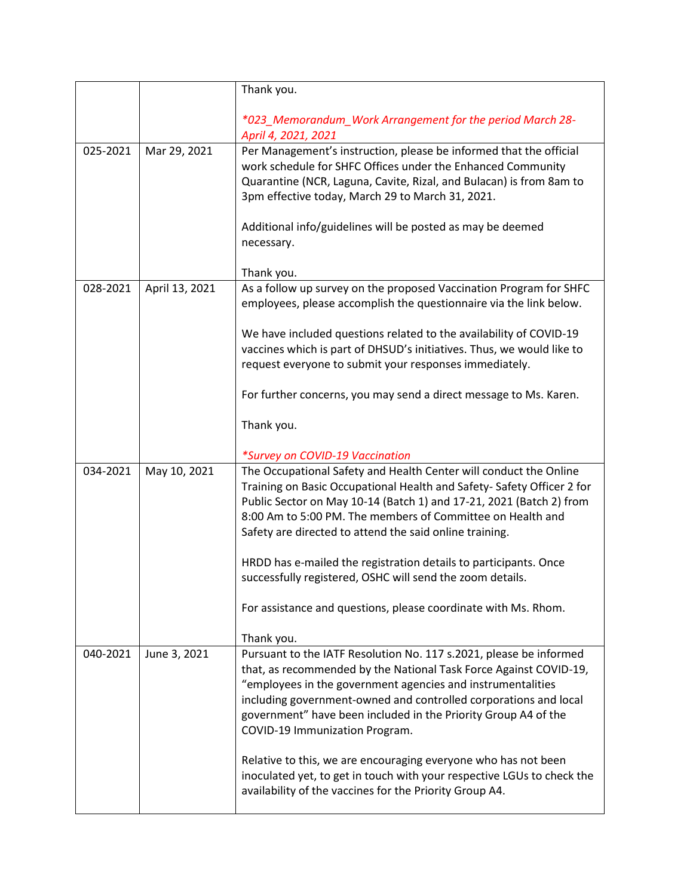|  |  |  |
|---|---|---|
|  |  | Thank you.<br><br>*\*023_Memorandum_Work Arrangement for the period March 28-April 4, 2021, 2021* |
| 025-2021 | Mar 29, 2021 | Per Management's instruction, please be informed that the official work schedule for SHFC Offices under the Enhanced Community Quarantine (NCR, Laguna, Cavite, Rizal, and Bulacan) is from 8am to 3pm effective today, March 29 to March 31, 2021.<br><br>Additional info/guidelines will be posted as may be deemed necessary.<br><br>Thank you. |
| 028-2021 | April 13, 2021 | As a follow up survey on the proposed Vaccination Program for SHFC employees, please accomplish the questionnaire via the link below.<br><br>We have included questions related to the availability of COVID-19 vaccines which is part of DHSUD's initiatives. Thus, we would like to request everyone to submit your responses immediately.<br><br>For further concerns, you may send a direct message to Ms. Karen.<br><br>Thank you.<br><br>*\*Survey on COVID-19 Vaccination* |
| 034-2021 | May 10, 2021 | The Occupational Safety and Health Center will conduct the Online Training on Basic Occupational Health and Safety- Safety Officer 2 for Public Sector on May 10-14 (Batch 1) and 17-21, 2021 (Batch 2) from 8:00 Am to 5:00 PM. The members of Committee on Health and Safety are directed to attend the said online training.<br><br>HRDD has e-mailed the registration details to participants. Once successfully registered, OSHC will send the zoom details.<br><br>For assistance and questions, please coordinate with Ms. Rhom.<br><br>Thank you. |
| 040-2021 | June 3, 2021 | Pursuant to the IATF Resolution No. 117 s.2021, please be informed that, as recommended by the National Task Force Against COVID-19, "employees in the government agencies and instrumentalities including government-owned and controlled corporations and local government" have been included in the Priority Group A4 of the COVID-19 Immunization Program.<br><br>Relative to this, we are encouraging everyone who has not been inoculated yet, to get in touch with your respective LGUs to check the availability of the vaccines for the Priority Group A4. |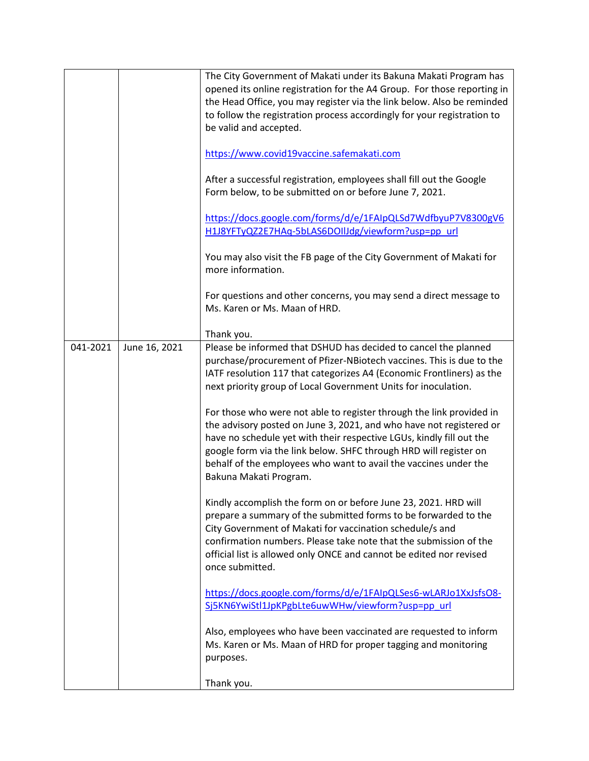| | | |
|---|---|---|
| | | The City Government of Makati under its Bakuna Makati Program has opened its online registration for the A4 Group. For those reporting in the Head Office, you may register via the link below. Also be reminded to follow the registration process accordingly for your registration to be valid and accepted.<br><br>https://www.covid19vaccine.safemakati.com<br><br>After a successful registration, employees shall fill out the Google Form below, to be submitted on or before June 7, 2021.<br><br>https://docs.google.com/forms/d/e/1FAIpQLSd7WdfbyuP7V8300gV6H1J8YFTyQZ2E7HAq-5bLAS6DOIlJdg/viewform?usp=pp_url<br><br>You may also visit the FB page of the City Government of Makati for more information.<br><br>For questions and other concerns, you may send a direct message to Ms. Karen or Ms. Maan of HRD.<br><br>Thank you. |
| 041-2021 | June 16, 2021 | Please be informed that DSHUD has decided to cancel the planned purchase/procurement of Pfizer-NBiotech vaccines. This is due to the IATF resolution 117 that categorizes A4 (Economic Frontliners) as the next priority group of Local Government Units for inoculation.<br><br>For those who were not able to register through the link provided in the advisory posted on June 3, 2021, and who have not registered or have no schedule yet with their respective LGUs, kindly fill out the google form via the link below. SHFC through HRD will register on behalf of the employees who want to avail the vaccines under the Bakuna Makati Program.<br><br>Kindly accomplish the form on or before June 23, 2021. HRD will prepare a summary of the submitted forms to be forwarded to the City Government of Makati for vaccination schedule/s and confirmation numbers. Please take note that the submission of the official list is allowed only ONCE and cannot be edited nor revised once submitted.<br><br>https://docs.google.com/forms/d/e/1FAIpQLSes6-wLARJo1XxJsfsO8-Sj5KN6YwiStl1JpKPgbLte6uwWHw/viewform?usp=pp_url<br><br>Also, employees who have been vaccinated are requested to inform Ms. Karen or Ms. Maan of HRD for proper tagging and monitoring purposes.<br><br>Thank you. |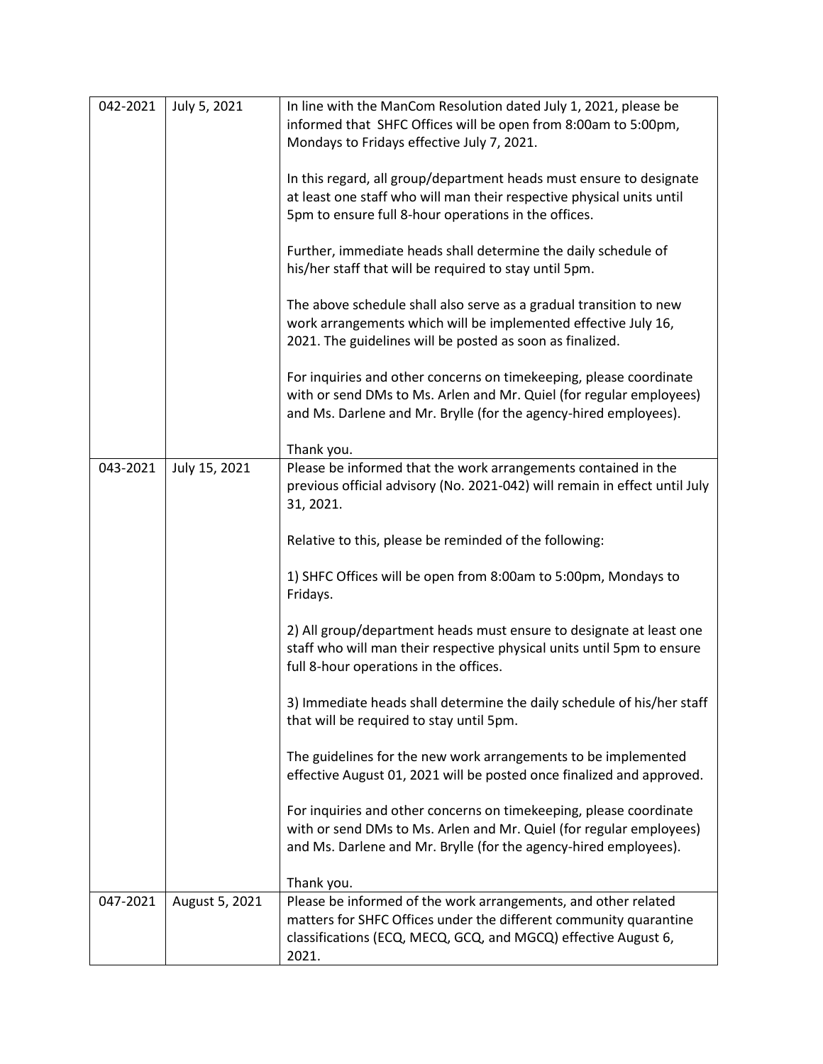| | | |
|---|---|---|
| 042-2021 | July 5, 2021 | In line with the ManCom Resolution dated July 1, 2021, please be informed that SHFC Offices will be open from 8:00am to 5:00pm, Mondays to Fridays effective July 7, 2021.<br><br>In this regard, all group/department heads must ensure to designate at least one staff who will man their respective physical units until 5pm to ensure full 8-hour operations in the offices.<br><br>Further, immediate heads shall determine the daily schedule of his/her staff that will be required to stay until 5pm.<br><br>The above schedule shall also serve as a gradual transition to new work arrangements which will be implemented effective July 16, 2021. The guidelines will be posted as soon as finalized.<br><br>For inquiries and other concerns on timekeeping, please coordinate with or send DMs to Ms. Arlen and Mr. Quiel (for regular employees) and Ms. Darlene and Mr. Brylle (for the agency-hired employees).<br><br>Thank you. |
| 043-2021 | July 15, 2021 | Please be informed that the work arrangements contained in the previous official advisory (No. 2021-042) will remain in effect until July 31, 2021.<br><br>Relative to this, please be reminded of the following:<br><br>1) SHFC Offices will be open from 8:00am to 5:00pm, Mondays to Fridays.<br><br>2) All group/department heads must ensure to designate at least one staff who will man their respective physical units until 5pm to ensure full 8-hour operations in the offices.<br><br>3) Immediate heads shall determine the daily schedule of his/her staff that will be required to stay until 5pm.<br><br>The guidelines for the new work arrangements to be implemented effective August 01, 2021 will be posted once finalized and approved.<br><br>For inquiries and other concerns on timekeeping, please coordinate with or send DMs to Ms. Arlen and Mr. Quiel (for regular employees) and Ms. Darlene and Mr. Brylle (for the agency-hired employees).<br><br>Thank you. |
| 047-2021 | August 5, 2021 | Please be informed of the work arrangements, and other related matters for SHFC Offices under the different community quarantine classifications (ECQ, MECQ, GCQ, and MGCQ) effective August 6, 2021. |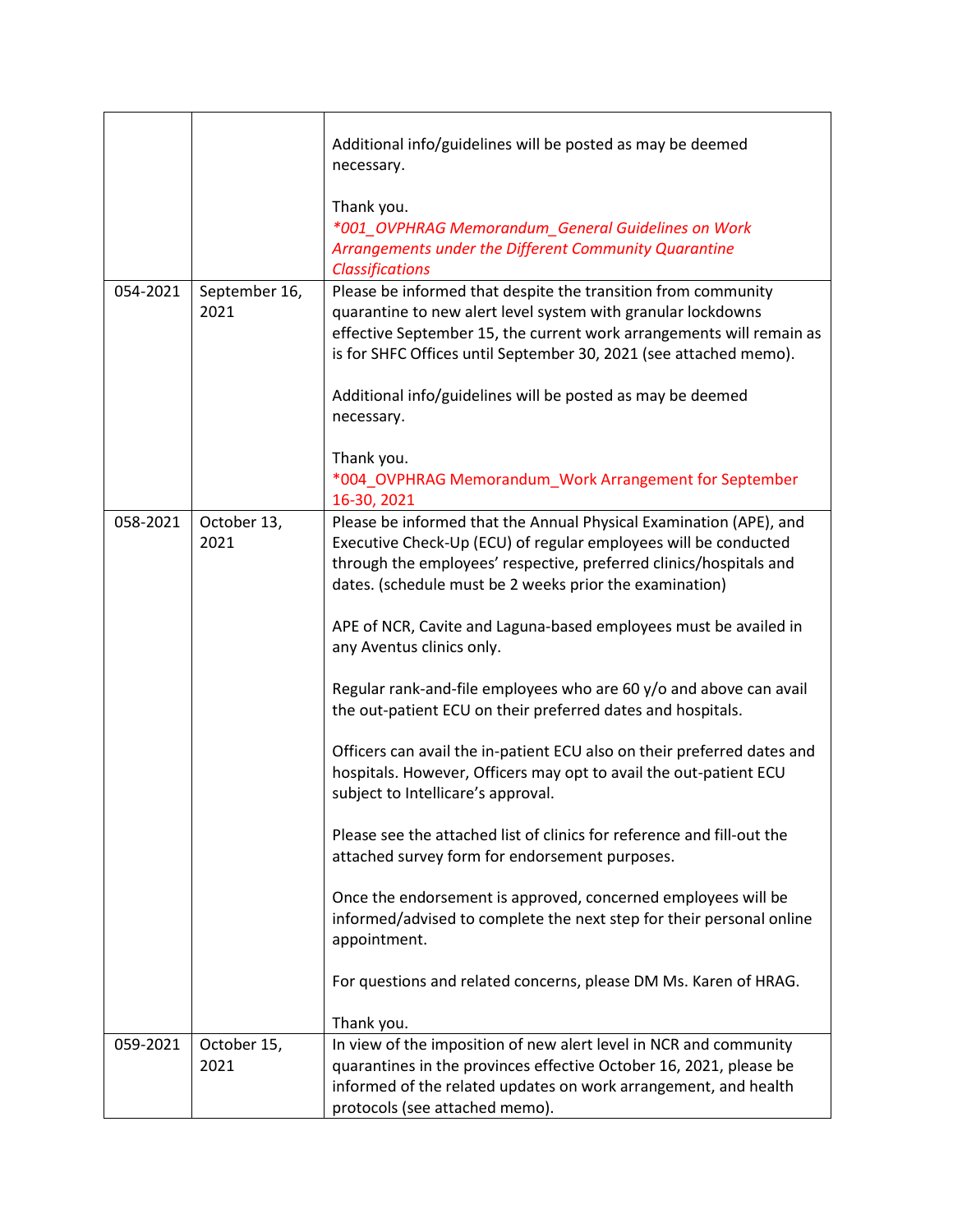| | | |
|---|---|---|
| | | Additional info/guidelines will be posted as may be deemed necessary.<br><br>Thank you.<br>*\*001_OVPHRAG Memorandum_General Guidelines on Work Arrangements under the Different Community Quarantine Classifications* |
| 054-2021 | September 16, 2021 | Please be informed that despite the transition from community quarantine to new alert level system with granular lockdowns effective September 15, the current work arrangements will remain as is for SHFC Offices until September 30, 2021 (see attached memo).<br><br>Additional info/guidelines will be posted as may be deemed necessary.<br><br>Thank you.<br>*004_OVPHRAG Memorandum_Work Arrangement for September 16-30, 2021 |
| 058-2021 | October 13, 2021 | Please be informed that the Annual Physical Examination (APE), and Executive Check-Up (ECU) of regular employees will be conducted through the employees' respective, preferred clinics/hospitals and dates. (schedule must be 2 weeks prior the examination)<br><br>APE of NCR, Cavite and Laguna-based employees must be availed in any Aventus clinics only.<br><br>Regular rank-and-file employees who are 60 y/o and above can avail the out-patient ECU on their preferred dates and hospitals.<br><br>Officers can avail the in-patient ECU also on their preferred dates and hospitals. However, Officers may opt to avail the out-patient ECU subject to Intellicare's approval.<br><br>Please see the attached list of clinics for reference and fill-out the attached survey form for endorsement purposes.<br><br>Once the endorsement is approved, concerned employees will be informed/advised to complete the next step for their personal online appointment.<br><br>For questions and related concerns, please DM Ms. Karen of HRAG.<br><br>Thank you. |
| 059-2021 | October 15, 2021 | In view of the imposition of new alert level in NCR and community quarantines in the provinces effective October 16, 2021, please be informed of the related updates on work arrangement, and health protocols (see attached memo). |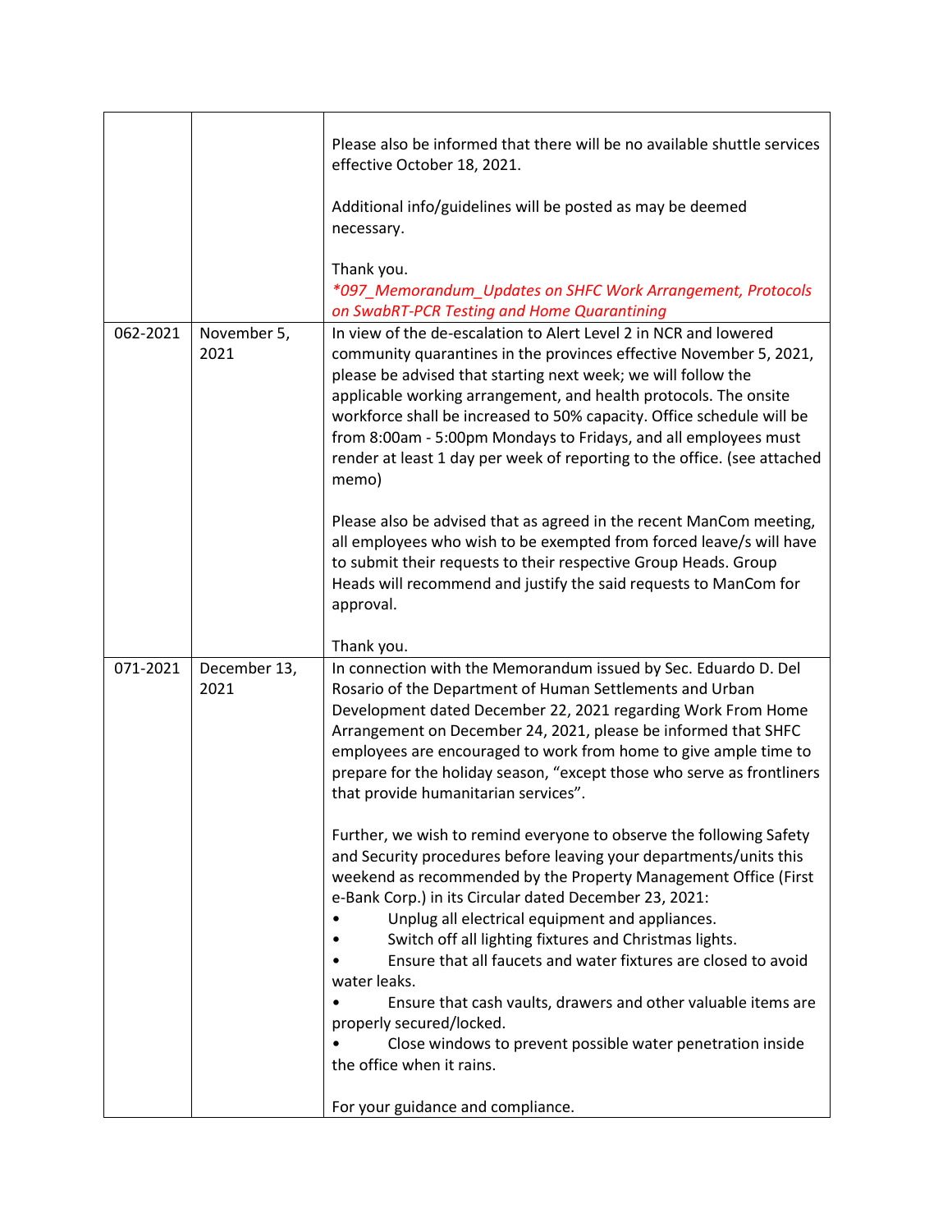|  |  |  |
|---|---|---|
|  |  | Please also be informed that there will be no available shuttle services effective October 18, 2021.<br><br>Additional info/guidelines will be posted as may be deemed necessary.<br><br>Thank you.<br>*\*097_Memorandum_Updates on SHFC Work Arrangement, Protocols on SwabRT-PCR Testing and Home Quarantining* |
| 062-2021 | November 5, 2021 | In view of the de-escalation to Alert Level 2 in NCR and lowered community quarantines in the provinces effective November 5, 2021, please be advised that starting next week; we will follow the applicable working arrangement, and health protocols. The onsite workforce shall be increased to 50% capacity. Office schedule will be from 8:00am - 5:00pm Mondays to Fridays, and all employees must render at least 1 day per week of reporting to the office. (see attached memo)<br><br>Please also be advised that as agreed in the recent ManCom meeting, all employees who wish to be exempted from forced leave/s will have to submit their requests to their respective Group Heads. Group Heads will recommend and justify the said requests to ManCom for approval.<br><br>Thank you. |
| 071-2021 | December 13, 2021 | In connection with the Memorandum issued by Sec. Eduardo D. Del Rosario of the Department of Human Settlements and Urban Development dated December 22, 2021 regarding Work From Home Arrangement on December 24, 2021, please be informed that SHFC employees are encouraged to work from home to give ample time to prepare for the holiday season, "except those who serve as frontliners that provide humanitarian services".<br><br>Further, we wish to remind everyone to observe the following Safety and Security procedures before leaving your departments/units this weekend as recommended by the Property Management Office (First e-Bank Corp.) in its Circular dated December 23, 2021:<br>• Unplug all electrical equipment and appliances.<br>• Switch off all lighting fixtures and Christmas lights.<br>• Ensure that all faucets and water fixtures are closed to avoid water leaks.<br>• Ensure that cash vaults, drawers and other valuable items are properly secured/locked.<br>• Close windows to prevent possible water penetration inside the office when it rains.<br><br>For your guidance and compliance. |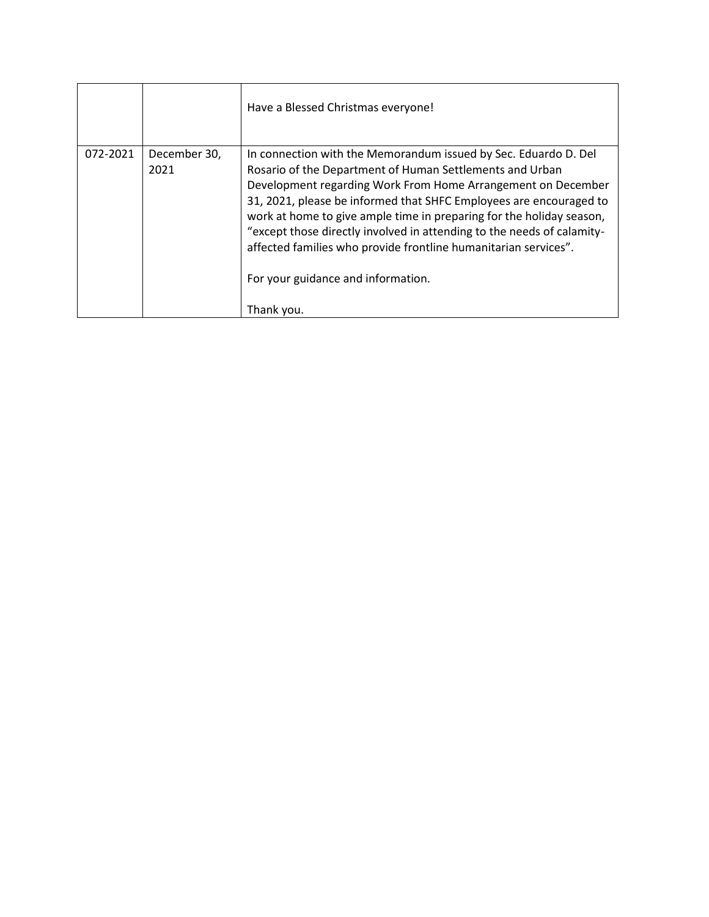| | | |
|---|---|---|
| | | Have a Blessed Christmas everyone! |
| 072-2021 | December 30, 2021 | In connection with the Memorandum issued by Sec. Eduardo D. Del Rosario of the Department of Human Settlements and Urban Development regarding Work From Home Arrangement on December 31, 2021, please be informed that SHFC Employees are encouraged to work at home to give ample time in preparing for the holiday season, "except those directly involved in attending to the needs of calamity-affected families who provide frontline humanitarian services".<br><br>For your guidance and information.<br><br>Thank you. |